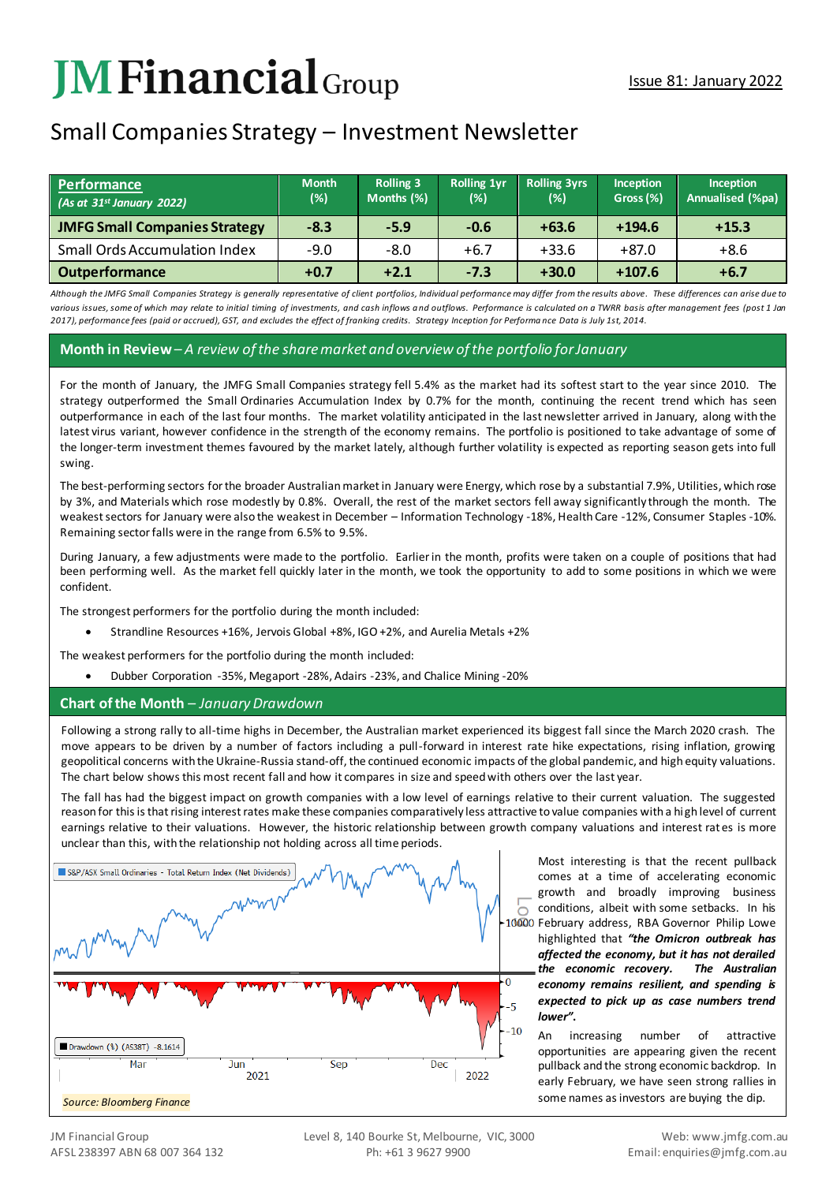# JM Financial Group

Issue 81: January 2022

## Small Companies Strategy – Investment Newsletter

| Performance *(As at 31st January 2022)* | Month (%) | Rolling 3 Months (%) | Rolling 1yr (%) | Rolling 3yrs (%) | Inception Gross (%) | Inception Annualised (%pa) |
|---|---|---|---|---|---|---|
| **JMFG Small Companies Strategy** | **-8.3** | **-5.9** | **-0.6** | **+63.6** | **+194.6** | **+15.3** |
| Small Ords Accumulation Index | -9.0 | -8.0 | +6.7 | +33.6 | +87.0 | +8.6 |
| **Outperformance** | **+0.7** | **+2.1** | **-7.3** | **+30.0** | **+107.6** | **+6.7** |

*Although the JMFG Small Companies Strategy is generally representative of client portfolios, Individual performance may differ from the results above. These differences can arise due to various issues, some of which may relate to initial timing of investments, and cash inflows and outflows. Performance is calculated on a TWRR basis after management fees (post 1 Jan 2017), performance fees (paid or accrued), GST, and excludes the effect of franking credits. Strategy Inception for Performance Data is July 1st, 2014.*

### Month in Review – *A review of the share market and overview of the portfolio for January*

For the month of January, the JMFG Small Companies strategy fell 5.4% as the market had its softest start to the year since 2010. The strategy outperformed the Small Ordinaries Accumulation Index by 0.7% for the month, continuing the recent trend which has seen outperformance in each of the last four months. The market volatility anticipated in the last newsletter arrived in January, along with the latest virus variant, however confidence in the strength of the economy remains. The portfolio is positioned to take advantage of some of the longer-term investment themes favoured by the market lately, although further volatility is expected as reporting season gets into full swing.

The best-performing sectors for the broader Australian market in January were Energy, which rose by a substantial 7.9%, Utilities, which rose by 3%, and Materials which rose modestly by 0.8%. Overall, the rest of the market sectors fell away significantly through the month. The weakest sectors for January were also the weakest in December – Information Technology -18%, Health Care -12%, Consumer Staples -10%. Remaining sector falls were in the range from 6.5% to 9.5%.

During January, a few adjustments were made to the portfolio. Earlier in the month, profits were taken on a couple of positions that had been performing well. As the market fell quickly later in the month, we took the opportunity to add to some positions in which we were confident.

The strongest performers for the portfolio during the month included:

- Strandline Resources +16%, Jervois Global +8%, IGO +2%, and Aurelia Metals +2%

The weakest performers for the portfolio during the month included:

- Dubber Corporation -35%, Megaport -28%, Adairs -23%, and Chalice Mining -20%

### Chart of the Month – *January Drawdown*

Following a strong rally to all-time highs in December, the Australian market experienced its biggest fall since the March 2020 crash. The move appears to be driven by a number of factors including a pull-forward in interest rate hike expectations, rising inflation, growing geopolitical concerns with the Ukraine-Russia stand-off, the continued economic impacts of the global pandemic, and high equity valuations. The chart below shows this most recent fall and how it compares in size and speed with others over the last year.

The fall has had the biggest impact on growth companies with a low level of earnings relative to their current valuation. The suggested reason for this is that rising interest rates make these companies comparatively less attractive to value companies with a high level of current earnings relative to their valuations. However, the historic relationship between growth company valuations and interest rates is more unclear than this, with the relationship not holding across all time periods.

*Source: Bloomberg Finance*

Most interesting is that the recent pullback comes at a time of accelerating economic growth and broadly improving business conditions, albeit with some setbacks. In his February address, RBA Governor Philip Lowe highlighted that ***"the Omicron outbreak has affected the economy, but it has not derailed the economic recovery. The Australian economy remains resilient, and spending is expected to pick up as case numbers trend lower".***

An increasing number of attractive opportunities are appearing given the recent pullback and the strong economic backdrop. In early February, we have seen strong rallies in some names as investors are buying the dip.

JM Financial Group
AFSL 238397 ABN 68 007 364 132

Level 8, 140 Bourke St, Melbourne, VIC, 3000
Ph: +61 3 9627 9900

Web: www.jmfg.com.au
Email: enquiries@jmfg.com.au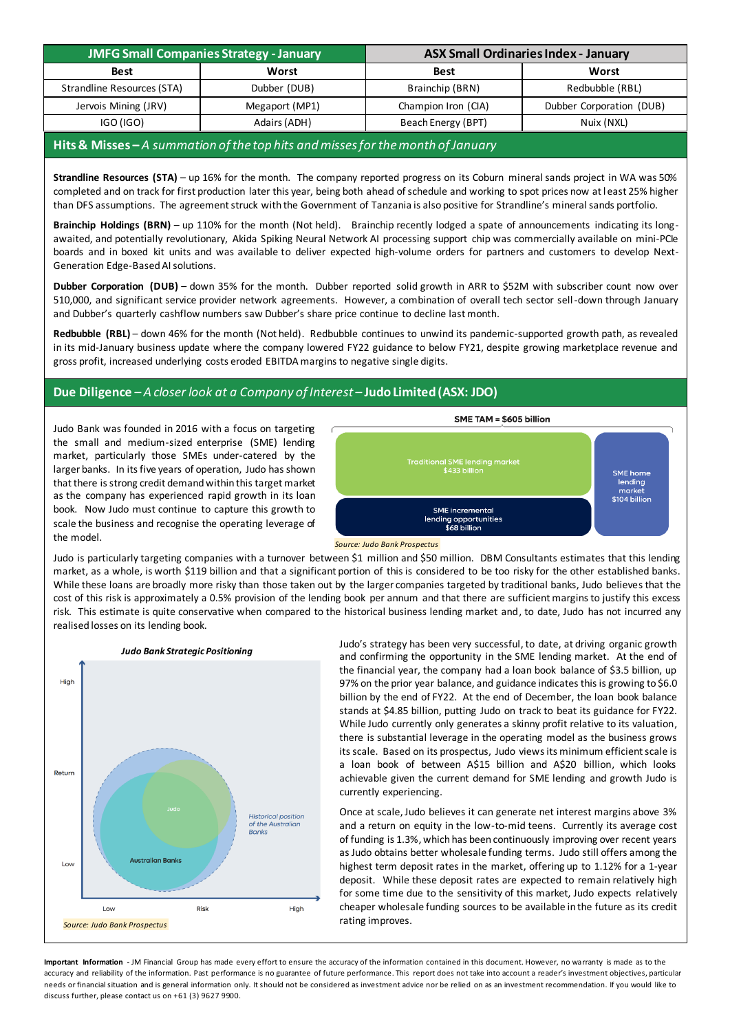| JMFG Small Companies Strategy - January | | ASX Small Ordinaries Index - January | |
|---|---|---|---|
| **Best** | **Worst** | **Best** | **Worst** |
| Strandline Resources (STA) | Dubber (DUB) | Brainchip (BRN) | Redbubble (RBL) |
| Jervois Mining (JRV) | Megaport (MP1) | Champion Iron (CIA) | Dubber Corporation (DUB) |
| IGO (IGO) | Adairs (ADH) | Beach Energy (BPT) | Nuix (NXL) |

## Hits & Misses – *A summation of the top hits and misses for the month of January*

**Strandline Resources (STA)** – up 16% for the month. The company reported progress on its Coburn mineral sands project in WA was 50% completed and on track for first production later this year, being both ahead of schedule and working to spot prices now at least 25% higher than DFS assumptions. The agreement struck with the Government of Tanzania is also positive for Strandline's mineral sands portfolio.

**Brainchip Holdings (BRN)** – up 110% for the month (Not held). Brainchip recently lodged a spate of announcements indicating its long-awaited, and potentially revolutionary, Akida Spiking Neural Network AI processing support chip was commercially available on mini-PCIe boards and in boxed kit units and was available to deliver expected high-volume orders for partners and customers to develop Next-Generation Edge-Based AI solutions.

**Dubber Corporation (DUB)** – down 35% for the month. Dubber reported solid growth in ARR to $52M with subscriber count now over 510,000, and significant service provider network agreements. However, a combination of overall tech sector sell-down through January and Dubber's quarterly cashflow numbers saw Dubber's share price continue to decline last month.

**Redbubble (RBL)** – down 46% for the month (Not held). Redbubble continues to unwind its pandemic-supported growth path, as revealed in its mid-January business update where the company lowered FY22 guidance to below FY21, despite growing marketplace revenue and gross profit, increased underlying costs eroded EBITDA margins to negative single digits.

## Due Diligence – *A closer look at a Company of Interest* – Judo Limited (ASX: JDO)

Judo Bank was founded in 2016 with a focus on targeting the small and medium-sized enterprise (SME) lending market, particularly those SMEs under-catered by the larger banks. In its five years of operation, Judo has shown that there is strong credit demand within this target market as the company has experienced rapid growth in its loan book. Now Judo must continue to capture this growth to scale the business and recognise the operating leverage of the model.

SME TAM = $605 billion

Traditional SME lending market $433 billion

SME incremental lending opportunities $68 billion

SME home lending market $104 billion

*Source: Judo Bank Prospectus*

Judo is particularly targeting companies with a turnover between $1 million and $50 million. DBM Consultants estimates that this lending market, as a whole, is worth $119 billion and that a significant portion of this is considered to be too risky for the other established banks. While these loans are broadly more risky than those taken out by the larger companies targeted by traditional banks, Judo believes that the cost of this risk is approximately a 0.5% provision of the lending book per annum and that there are sufficient margins to justify this excess risk. This estimate is quite conservative when compared to the historical business lending market and, to date, Judo has not incurred any realised losses on its lending book.

*Judo Bank Strategic Positioning*

High

Return

Low

Judo

Australian Banks

*Historical position of the Australian Banks*

Low

Risk

High

*Source: Judo Bank Prospectus*

Judo's strategy has been very successful, to date, at driving organic growth and confirming the opportunity in the SME lending market. At the end of the financial year, the company had a loan book balance of $3.5 billion, up 97% on the prior year balance, and guidance indicates this is growing to $6.0 billion by the end of FY22. At the end of December, the loan book balance stands at $4.85 billion, putting Judo on track to beat its guidance for FY22. While Judo currently only generates a skinny profit relative to its valuation, there is substantial leverage in the operating model as the business grows its scale. Based on its prospectus, Judo views its minimum efficient scale is a loan book of between A$15 billion and A$20 billion, which looks achievable given the current demand for SME lending and growth Judo is currently experiencing.

Once at scale, Judo believes it can generate net interest margins above 3% and a return on equity in the low-to-mid teens. Currently its average cost of funding is 1.3%, which has been continuously improving over recent years as Judo obtains better wholesale funding terms. Judo still offers among the highest term deposit rates in the market, offering up to 1.12% for a 1-year deposit. While these deposit rates are expected to remain relatively high for some time due to the sensitivity of this market, Judo expects relatively cheaper wholesale funding sources to be available in the future as its credit rating improves.

**Important Information** - JM Financial Group has made every effort to ensure the accuracy of the information contained in this document. However, no warranty is made as to the accuracy and reliability of the information. Past performance is no guarantee of future performance. This report does not take into account a reader's investment objectives, particular needs or financial situation and is general information only. It should not be considered as investment advice nor be relied on as an investment recommendation. If you would like to discuss further, please contact us on +61 (3) 9627 9900.